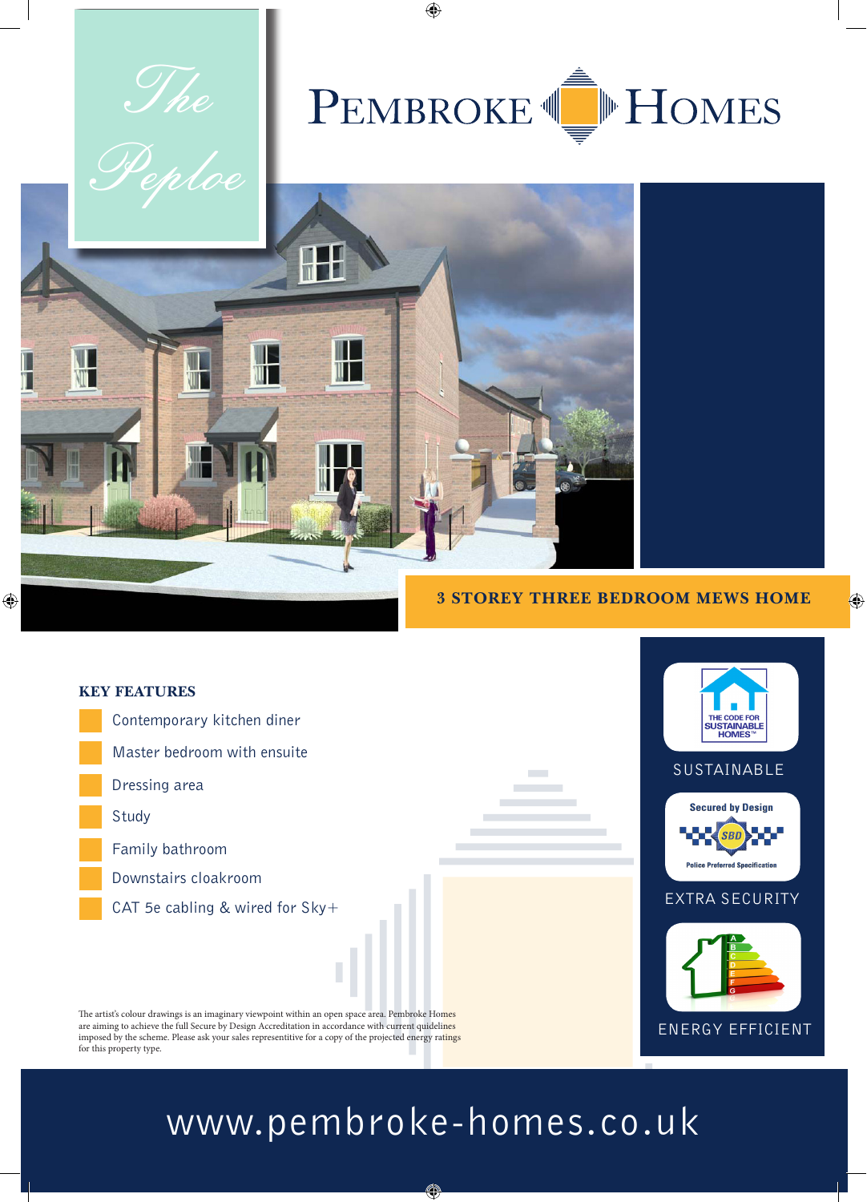# The Peploe

PEMBROKE HOMES

## 3 STOREY THREE BEDROOM MEWS HOME

### KEY FEATURES

- Contemporary kitchen diner
- Master bedroom with ensuite
- Dressing area
- Study
- Family bathroom
- Downstairs cloakroom
- CAT 5e cabling & wired for Sky+

THE CODE FOR SUSTAINABLE HOMES™

SUSTAINABLE

Secured by Design
SBD
Police Preferred Specification

EXTRA SECURITY

ENERGY EFFICIENT

The artist's colour drawings is an imaginary viewpoint within an open space area. Pembroke Homes are aiming to achieve the full Secure by Design Accreditation in accordance with current guidelines imposed by the scheme. Please ask your sales representitive for a copy of the projected energy ratings for this property type.

www.pembroke-homes.co.uk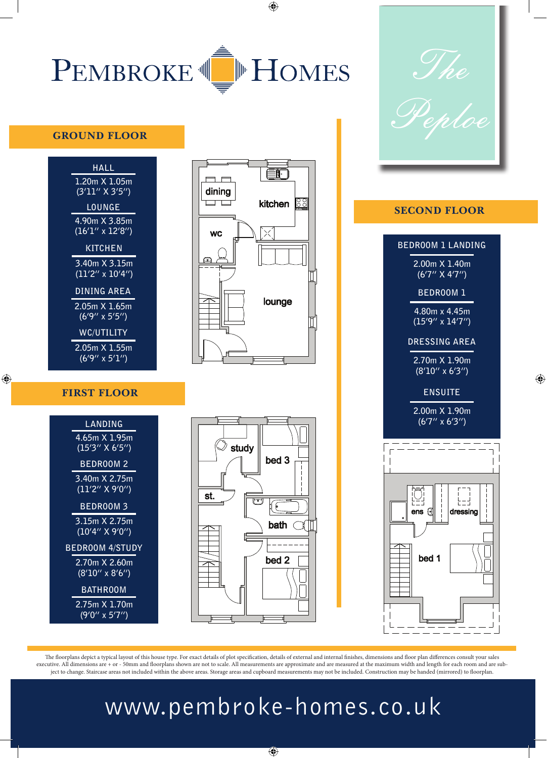# Pembroke Homes

*The Peploe*

## GROUND FLOOR

| Room | Metric | Imperial |
|---|---|---|
| HALL | 1.20m X 1.05m | (3'11" X 3'5") |
| LOUNGE | 4.90m X 3.85m | (16'1" x 12'8") |
| KITCHEN | 3.40m X 3.15m | (11'2" x 10'4") |
| DINING AREA | 2.05m X 1.65m | (6'9" x 5'5") |
| WC/UTILITY | 2.05m X 1.55m | (6'9" x 5'1") |

dining
kitchen
wc
lounge

## FIRST FLOOR

| Room | Metric | Imperial |
|---|---|---|
| LANDING | 4.65m X 1.95m | (15'3" X 6'5") |
| BEDROOM 2 | 3.40m X 2.75m | (11'2" X 9'0") |
| BEDROOM 3 | 3.15m X 2.75m | (10'4" X 9'0") |
| BEDROOM 4/STUDY | 2.70m X 2.60m | (8'10" x 8'6") |
| BATHROOM | 2.75m X 1.70m | (9'0" x 5'7") |

study
bed 3
st.
bath
bed 2

## SECOND FLOOR

| Room | Metric | Imperial |
|---|---|---|
| BEDROOM 1 LANDING | 2.00m X 1.40m | (6'7" X 4'7") |
| BEDROOM 1 | 4.80m x 4.45m | (15'9" x 14'7") |
| DRESSING AREA | 2.70m X 1.90m | (8'10" x 6'3") |
| ENSUITE | 2.00m X 1.90m | (6'7" x 6'3") |

ens
dressing
bed 1

The floorplans depict a typical layout of this house type. For exact details of plot specification, details of external and internal finishes, dimensions and floor plan differences consult your sales executive. All dimensions are + or - 50mm and floorplans shown are not to scale. All measurements are approximate and are measured at the maximum width and length for each room and are subject to change. Staircase areas not included within the above areas. Storage areas and cupboard measurements may not be included. Construction may be handed (mirrored) to floorplan.

www.pembroke-homes.co.uk